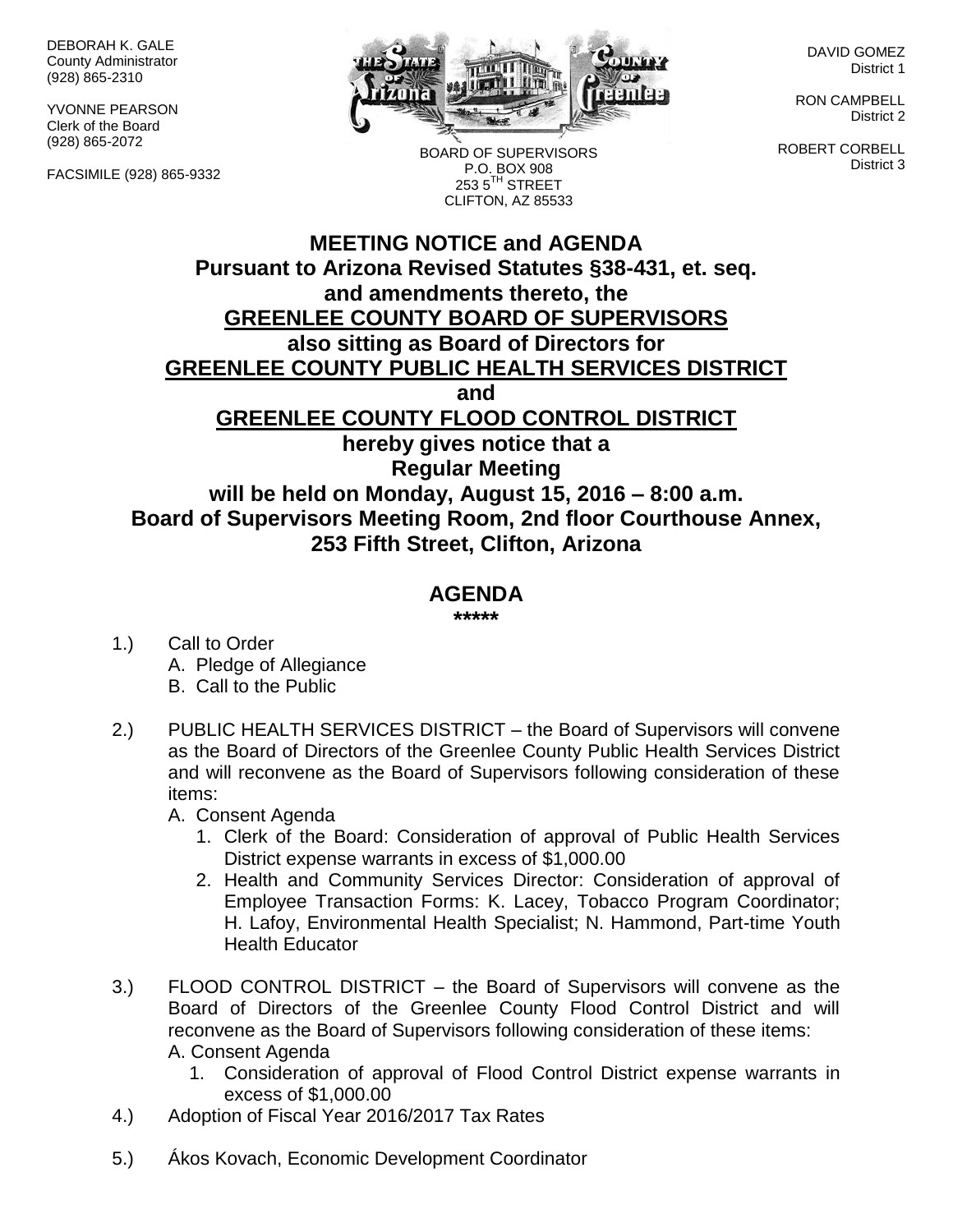DEBORAH K. GALE
County Administrator
(928) 865-2310

YVONNE PEARSON
Clerk of the Board
(928) 865-2072

FACSIMILE (928) 865-9332

BOARD OF SUPERVISORS
P.O. BOX 908
253 5TH STREET
CLIFTON, AZ 85533

DAVID GOMEZ
District 1

RON CAMPBELL
District 2

ROBERT CORBELL
District 3

# MEETING NOTICE and AGENDA

**Pursuant to Arizona Revised Statutes §38-431, et. seq. and amendments thereto, the**

**GREENLEE COUNTY BOARD OF SUPERVISORS**

**also sitting as Board of Directors for**

**GREENLEE COUNTY PUBLIC HEALTH SERVICES DISTRICT**

**and**

**GREENLEE COUNTY FLOOD CONTROL DISTRICT**

**hereby gives notice that a**

**Regular Meeting**

**will be held on Monday, August 15, 2016 – 8:00 a.m.**

**Board of Supervisors Meeting Room, 2nd floor Courthouse Annex, 253 Fifth Street, Clifton, Arizona**

## AGENDA

**\*\*\*\*\***

1.) Call to Order
   A. Pledge of Allegiance
   B. Call to the Public

2.) PUBLIC HEALTH SERVICES DISTRICT – the Board of Supervisors will convene as the Board of Directors of the Greenlee County Public Health Services District and will reconvene as the Board of Supervisors following consideration of these items:
   A. Consent Agenda
      1. Clerk of the Board: Consideration of approval of Public Health Services District expense warrants in excess of $1,000.00
      2. Health and Community Services Director: Consideration of approval of Employee Transaction Forms: K. Lacey, Tobacco Program Coordinator; H. Lafoy, Environmental Health Specialist; N. Hammond, Part-time Youth Health Educator

3.) FLOOD CONTROL DISTRICT – the Board of Supervisors will convene as the Board of Directors of the Greenlee County Flood Control District and will reconvene as the Board of Supervisors following consideration of these items:
   A. Consent Agenda
      1. Consideration of approval of Flood Control District expense warrants in excess of $1,000.00

4.) Adoption of Fiscal Year 2016/2017 Tax Rates

5.) Ákos Kovach, Economic Development Coordinator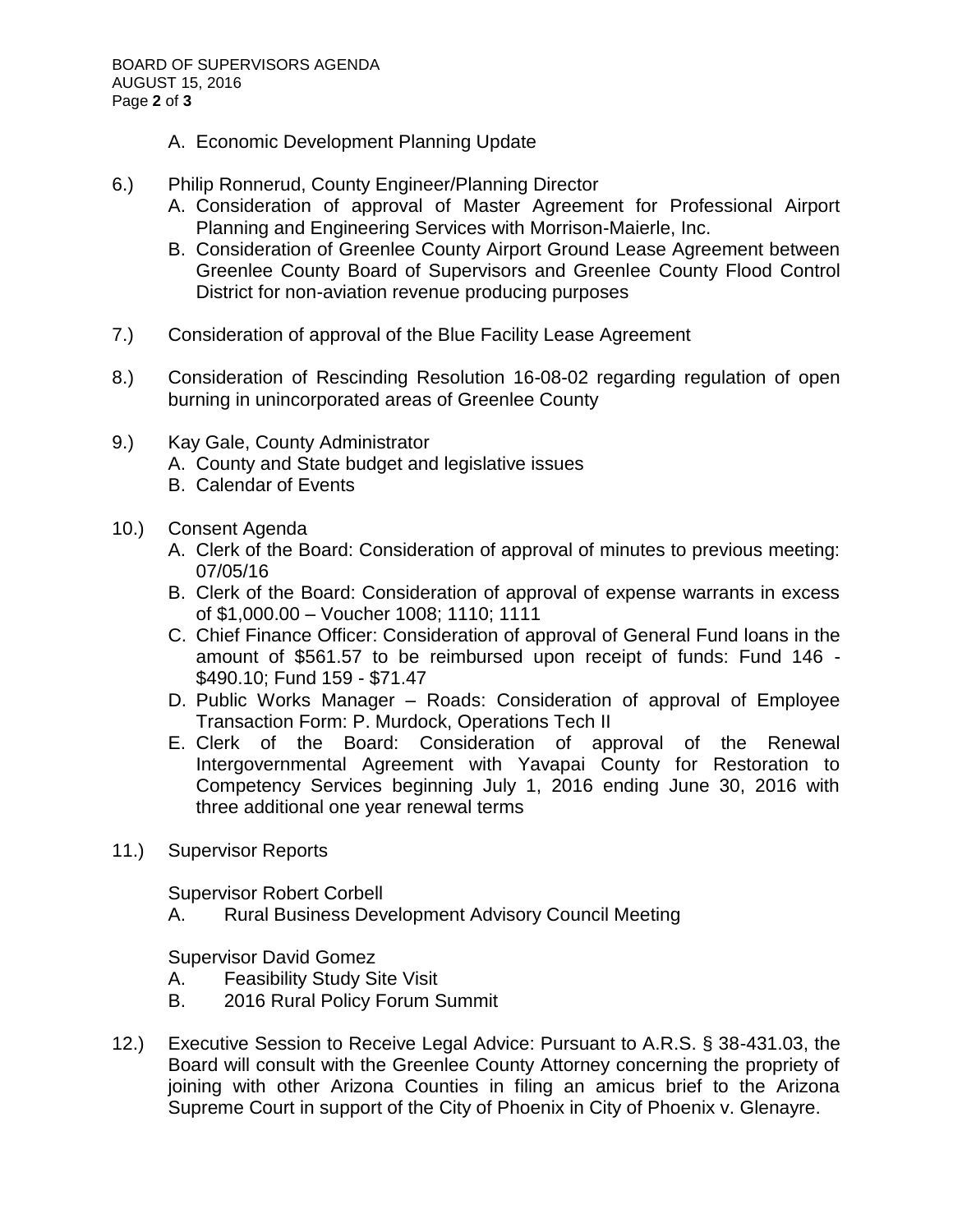A. Economic Development Planning Update

6.) Philip Ronnerud, County Engineer/Planning Director
   A. Consideration of approval of Master Agreement for Professional Airport Planning and Engineering Services with Morrison-Maierle, Inc.
   B. Consideration of Greenlee County Airport Ground Lease Agreement between Greenlee County Board of Supervisors and Greenlee County Flood Control District for non-aviation revenue producing purposes

7.) Consideration of approval of the Blue Facility Lease Agreement

8.) Consideration of Rescinding Resolution 16-08-02 regarding regulation of open burning in unincorporated areas of Greenlee County

9.) Kay Gale, County Administrator
   A. County and State budget and legislative issues
   B. Calendar of Events

10.) Consent Agenda
   A. Clerk of the Board: Consideration of approval of minutes to previous meeting: 07/05/16
   B. Clerk of the Board: Consideration of approval of expense warrants in excess of $1,000.00 – Voucher 1008; 1110; 1111
   C. Chief Finance Officer: Consideration of approval of General Fund loans in the amount of $561.57 to be reimbursed upon receipt of funds: Fund 146 - $490.10; Fund 159 - $71.47
   D. Public Works Manager – Roads: Consideration of approval of Employee Transaction Form: P. Murdock, Operations Tech II
   E. Clerk of the Board: Consideration of approval of the Renewal Intergovernmental Agreement with Yavapai County for Restoration to Competency Services beginning July 1, 2016 ending June 30, 2016 with three additional one year renewal terms

11.) Supervisor Reports

Supervisor Robert Corbell
   A. Rural Business Development Advisory Council Meeting

Supervisor David Gomez
   A. Feasibility Study Site Visit
   B. 2016 Rural Policy Forum Summit

12.) Executive Session to Receive Legal Advice: Pursuant to A.R.S. § 38-431.03, the Board will consult with the Greenlee County Attorney concerning the propriety of joining with other Arizona Counties in filing an amicus brief to the Arizona Supreme Court in support of the City of Phoenix in City of Phoenix v. Glenayre.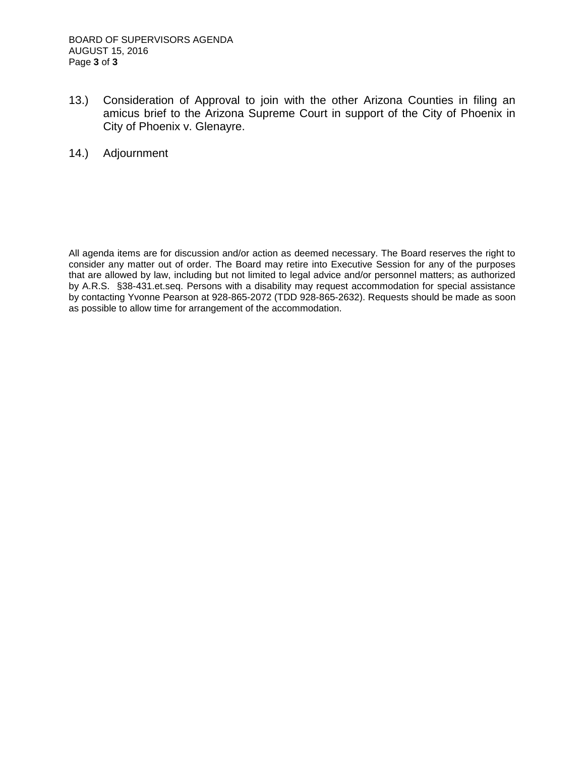13.) Consideration of Approval to join with the other Arizona Counties in filing an amicus brief to the Arizona Supreme Court in support of the City of Phoenix in City of Phoenix v. Glenayre.

14.) Adjournment

All agenda items are for discussion and/or action as deemed necessary. The Board reserves the right to consider any matter out of order. The Board may retire into Executive Session for any of the purposes that are allowed by law, including but not limited to legal advice and/or personnel matters; as authorized by A.R.S. §38-431.et.seq. Persons with a disability may request accommodation for special assistance by contacting Yvonne Pearson at 928-865-2072 (TDD 928-865-2632). Requests should be made as soon as possible to allow time for arrangement of the accommodation.